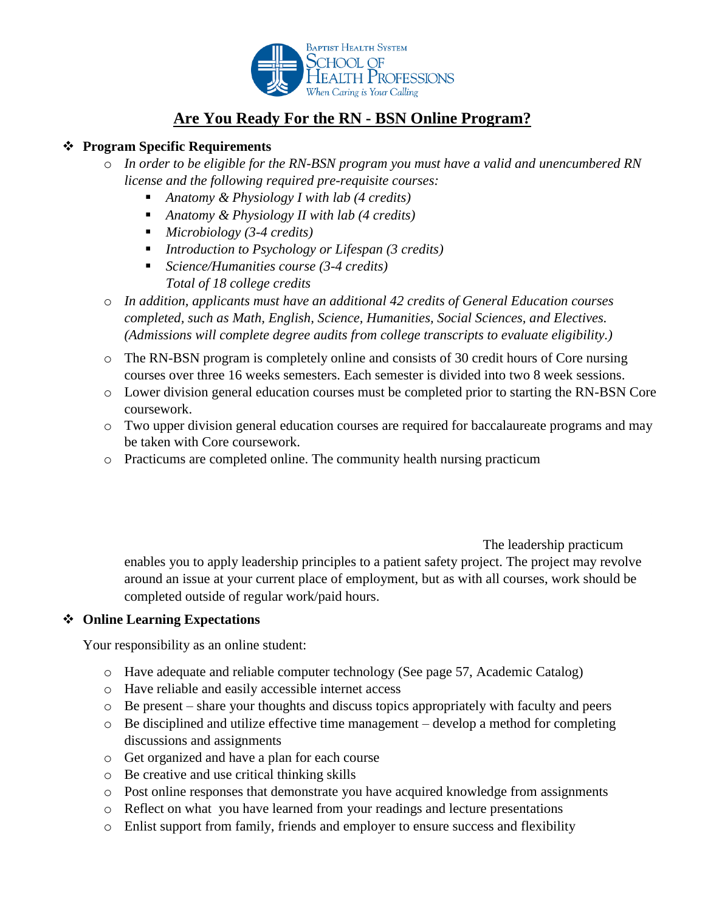Baptist Health System
School of Health Professions
When Caring is Your Calling

# Are You Ready For the RN - BSN Online Program?

- **Program Specific Requirements**
  - *In order to be eligible for the RN-BSN program you must have a valid and unencumbered RN license and the following required pre-requisite courses:*
    - *Anatomy & Physiology I with lab (4 credits)*
    - *Anatomy & Physiology II with lab (4 credits)*
    - *Microbiology (3-4 credits)*
    - *Introduction to Psychology or Lifespan (3 credits)*
    - *Science/Humanities course (3-4 credits)*

      *Total of 18 college credits*
  - *In addition, applicants must have an additional 42 credits of General Education courses completed, such as Math, English, Science, Humanities, Social Sciences, and Electives. (Admissions will complete degree audits from college transcripts to evaluate eligibility.)*
  - The RN-BSN program is completely online and consists of 30 credit hours of Core nursing courses over three 16 weeks semesters. Each semester is divided into two 8 week sessions.
  - Lower division general education courses must be completed prior to starting the RN-BSN Core coursework.
  - Two upper division general education courses are required for baccalaureate programs and may be taken with Core coursework.
  - Practicums are completed online. The community health nursing practicum

    The leadership practicum enables you to apply leadership principles to a patient safety project. The project may revolve around an issue at your current place of employment, but as with all courses, work should be completed outside of regular work/paid hours.

- **Online Learning Expectations**

  Your responsibility as an online student:

  - Have adequate and reliable computer technology (See page 57, Academic Catalog)
  - Have reliable and easily accessible internet access
  - Be present – share your thoughts and discuss topics appropriately with faculty and peers
  - Be disciplined and utilize effective time management – develop a method for completing discussions and assignments
  - Get organized and have a plan for each course
  - Be creative and use critical thinking skills
  - Post online responses that demonstrate you have acquired knowledge from assignments
  - Reflect on what you have learned from your readings and lecture presentations
  - Enlist support from family, friends and employer to ensure success and flexibility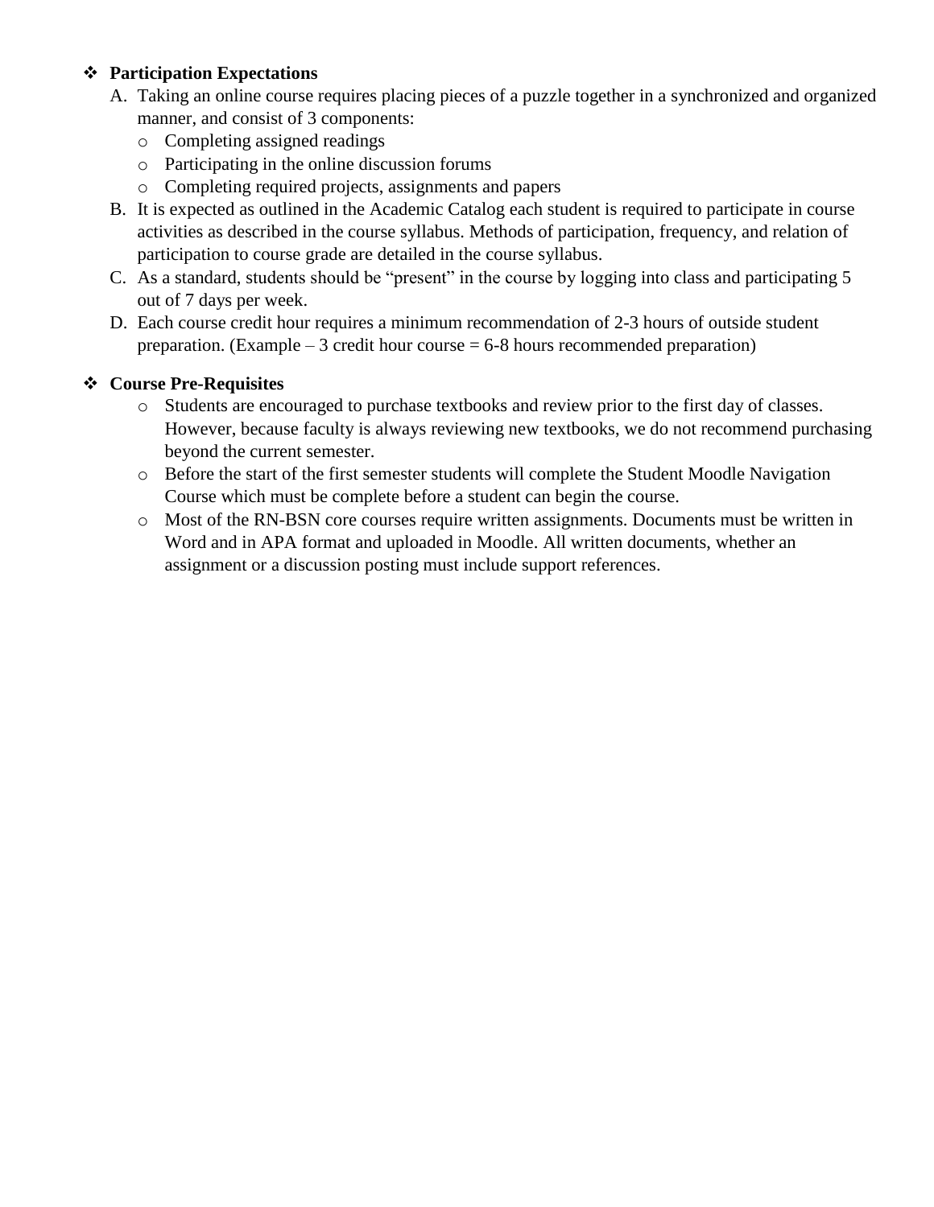- **Participation Expectations**

  A. Taking an online course requires placing pieces of a puzzle together in a synchronized and organized manner, and consist of 3 components:
     - Completing assigned readings
     - Participating in the online discussion forums
     - Completing required projects, assignments and papers

  B. It is expected as outlined in the Academic Catalog each student is required to participate in course activities as described in the course syllabus. Methods of participation, frequency, and relation of participation to course grade are detailed in the course syllabus.

  C. As a standard, students should be "present" in the course by logging into class and participating 5 out of 7 days per week.

  D. Each course credit hour requires a minimum recommendation of 2-3 hours of outside student preparation. (Example – 3 credit hour course = 6-8 hours recommended preparation)

- **Course Pre-Requisites**
  - Students are encouraged to purchase textbooks and review prior to the first day of classes. However, because faculty is always reviewing new textbooks, we do not recommend purchasing beyond the current semester.
  - Before the start of the first semester students will complete the Student Moodle Navigation Course which must be complete before a student can begin the course.
  - Most of the RN-BSN core courses require written assignments. Documents must be written in Word and in APA format and uploaded in Moodle. All written documents, whether an assignment or a discussion posting must include support references.